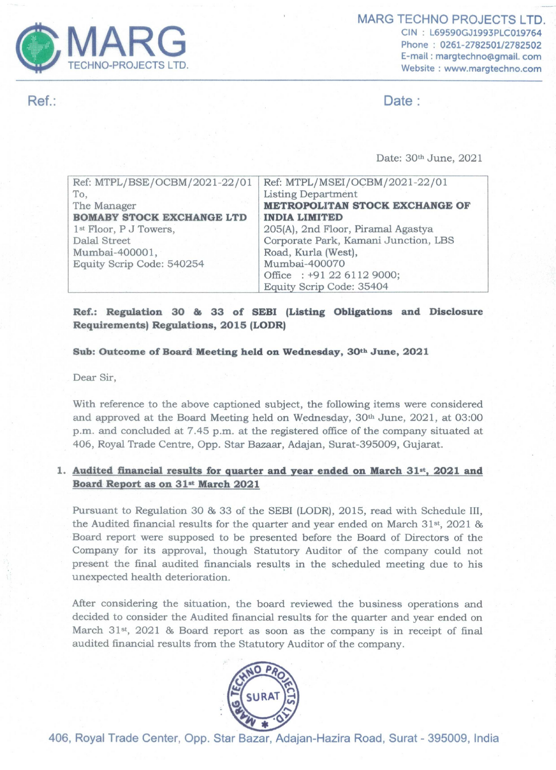**MARG TECHNO PROJECTS LTD.**
CIN : L69590GJ1993PLC019764
Phone : 0261-2782501/2782502
E-mail : margtechno@gmail.com
Website : www.margtechno.com

Ref.:

Date :

Date: 30th June, 2021

| Ref: MTPL/BSE/OCBM/2021-22/01<br>To,<br>The Manager<br>**BOMABY STOCK EXCHANGE LTD**<br>1st Floor, P J Towers,<br>Dalal Street<br>Mumbai-400001,<br>Equity Scrip Code: 540254 | Ref: MTPL/MSEI/OCBM/2021-22/01<br>Listing Department<br>**METROPOLITAN STOCK EXCHANGE OF INDIA LIMITED**<br>205(A), 2nd Floor, Piramal Agastya Corporate Park, Kamani Junction, LBS Road, Kurla (West),<br>Mumbai-400070<br>Office : +91 22 6112 9000;<br>Equity Scrip Code: 35404 |
|---|---|

**Ref.: Regulation 30 & 33 of SEBI (Listing Obligations and Disclosure Requirements) Regulations, 2015 (LODR)**

**Sub: Outcome of Board Meeting held on Wednesday, 30th June, 2021**

Dear Sir,

With reference to the above captioned subject, the following items were considered and approved at the Board Meeting held on Wednesday, 30th June, 2021, at 03:00 p.m. and concluded at 7.45 p.m. at the registered office of the company situated at 406, Royal Trade Centre, Opp. Star Bazaar, Adajan, Surat-395009, Gujarat.

1. **Audited financial results for quarter and year ended on March 31st, 2021 and Board Report as on 31st March 2021**

Pursuant to Regulation 30 & 33 of the SEBI (LODR), 2015, read with Schedule III, the Audited financial results for the quarter and year ended on March 31st, 2021 & Board report were supposed to be presented before the Board of Directors of the Company for its approval, though Statutory Auditor of the company could not present the final audited financials results in the scheduled meeting due to his unexpected health deterioration.

After considering the situation, the board reviewed the business operations and decided to consider the Audited financial results for the quarter and year ended on March 31st, 2021 & Board report as soon as the company is in receipt of final audited financial results from the Statutory Auditor of the company.

406, Royal Trade Center, Opp. Star Bazar, Adajan-Hazira Road, Surat - 395009, India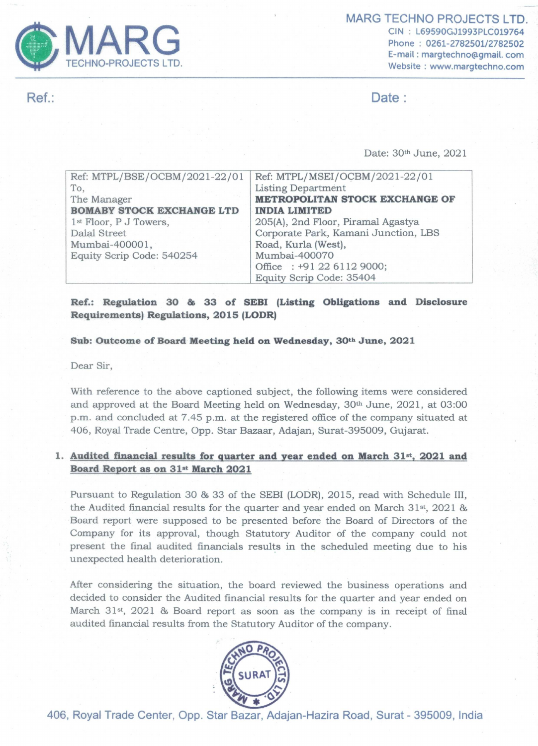MARG TECHNO PROJECTS LTD.
CIN : L69590GJ1993PLC019764
Phone : 0261-2782501/2782502
E-mail : margtechno@gmail.com
Website : www.margtechno.com

Ref.:

Date :

Date: 30th June, 2021

| | |
|---|---|
| Ref: MTPL/BSE/OCBM/2021-22/01<br>To,<br>The Manager<br>**BOMABY STOCK EXCHANGE LTD**<br>1st Floor, P J Towers,<br>Dalal Street<br>Mumbai-400001,<br>Equity Scrip Code: 540254 | Ref: MTPL/MSEI/OCBM/2021-22/01<br>Listing Department<br>**METROPOLITAN STOCK EXCHANGE OF INDIA LIMITED**<br>205(A), 2nd Floor, Piramal Agastya Corporate Park, Kamani Junction, LBS Road, Kurla (West),<br>Mumbai-400070<br>Office : +91 22 6112 9000;<br>Equity Scrip Code: 35404 |

**Ref.: Regulation 30 & 33 of SEBI (Listing Obligations and Disclosure Requirements) Regulations, 2015 (LODR)**

**Sub: Outcome of Board Meeting held on Wednesday, 30th June, 2021**

Dear Sir,

With reference to the above captioned subject, the following items were considered and approved at the Board Meeting held on Wednesday, 30th June, 2021, at 03:00 p.m. and concluded at 7.45 p.m. at the registered office of the company situated at 406, Royal Trade Centre, Opp. Star Bazaar, Adajan, Surat-395009, Gujarat.

1. **Audited financial results for quarter and year ended on March 31st, 2021 and Board Report as on 31st March 2021**

Pursuant to Regulation 30 & 33 of the SEBI (LODR), 2015, read with Schedule III, the Audited financial results for the quarter and year ended on March 31st, 2021 & Board report were supposed to be presented before the Board of Directors of the Company for its approval, though Statutory Auditor of the company could not present the final audited financials results in the scheduled meeting due to his unexpected health deterioration.

After considering the situation, the board reviewed the business operations and decided to consider the Audited financial results for the quarter and year ended on March 31st, 2021 & Board report as soon as the company is in receipt of final audited financial results from the Statutory Auditor of the company.

406, Royal Trade Center, Opp. Star Bazar, Adajan-Hazira Road, Surat - 395009, India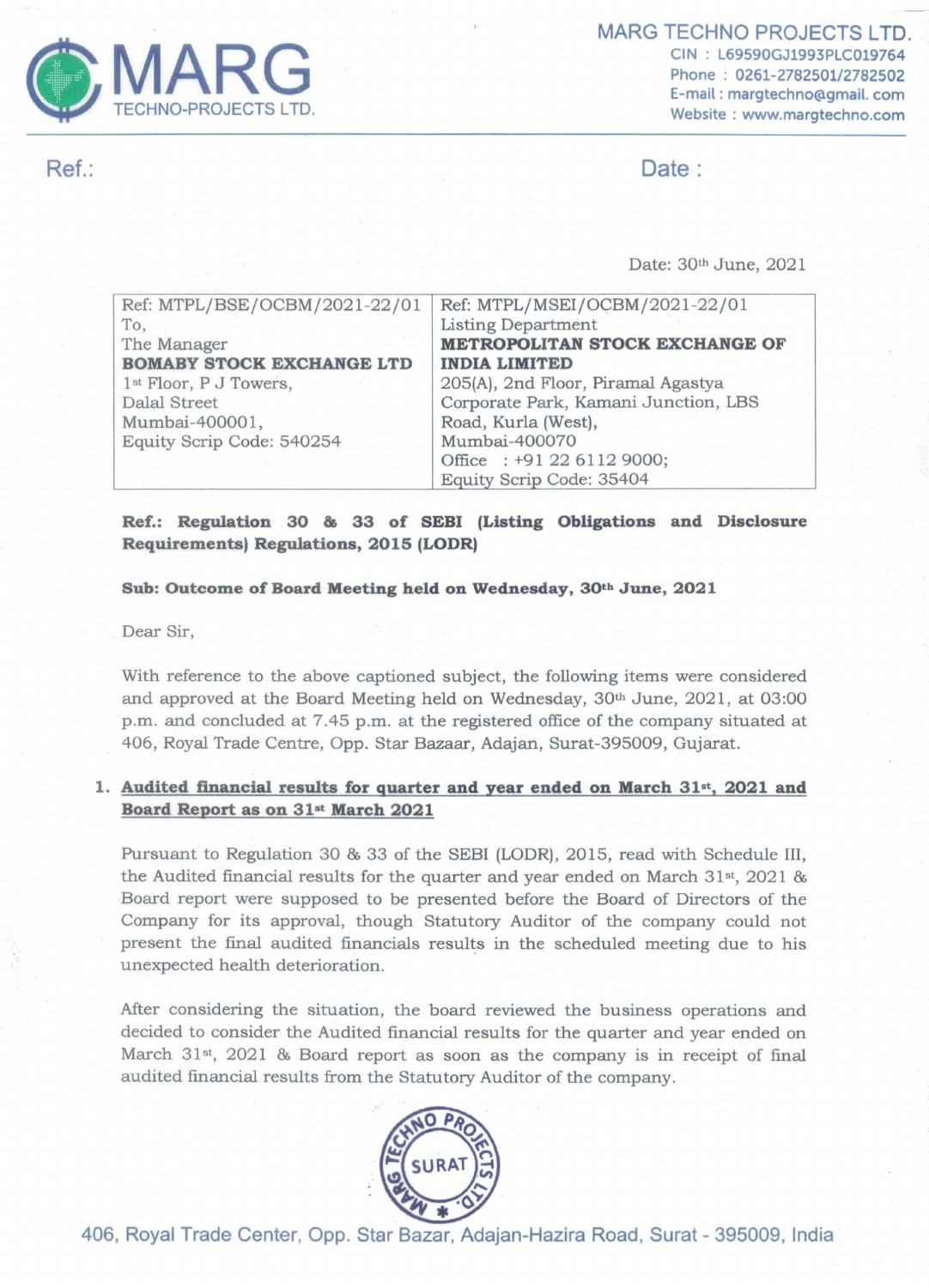Date: 30th June, 2021

| Ref: MTPL/BSE/OCBM/2021-22/01 | Ref: MTPL/MSEI/OCBM/2021-22/01 |
| --- | --- |
| To,<br>The Manager<br>**BOMABY STOCK EXCHANGE LTD**<br>1st Floor, P J Towers,<br>Dalal Street<br>Mumbai-400001,<br>Equity Scrip Code: 540254 | Listing Department<br>**METROPOLITAN STOCK EXCHANGE OF INDIA LIMITED**<br>205(A), 2nd Floor, Piramal Agastya Corporate Park, Kamani Junction, LBS Road, Kurla (West),<br>Mumbai-400070<br>Office : +91 22 6112 9000;<br>Equity Scrip Code: 35404 |

**Ref.: Regulation 30 & 33 of SEBI (Listing Obligations and Disclosure Requirements) Regulations, 2015 (LODR)**

**Sub: Outcome of Board Meeting held on Wednesday, 30th June, 2021**

Dear Sir,

With reference to the above captioned subject, the following items were considered and approved at the Board Meeting held on Wednesday, 30th June, 2021, at 03:00 p.m. and concluded at 7.45 p.m. at the registered office of the company situated at 406, Royal Trade Centre, Opp. Star Bazaar, Adajan, Surat-395009, Gujarat.

1. **Audited financial results for quarter and year ended on March 31st, 2021 and Board Report as on 31st March 2021**

Pursuant to Regulation 30 & 33 of the SEBI (LODR), 2015, read with Schedule III, the Audited financial results for the quarter and year ended on March 31st, 2021 & Board report were supposed to be presented before the Board of Directors of the Company for its approval, though Statutory Auditor of the company could not present the final audited financials results in the scheduled meeting due to his unexpected health deterioration.

After considering the situation, the board reviewed the business operations and decided to consider the Audited financial results for the quarter and year ended on March 31st, 2021 & Board report as soon as the company is in receipt of final audited financial results from the Statutory Auditor of the company.